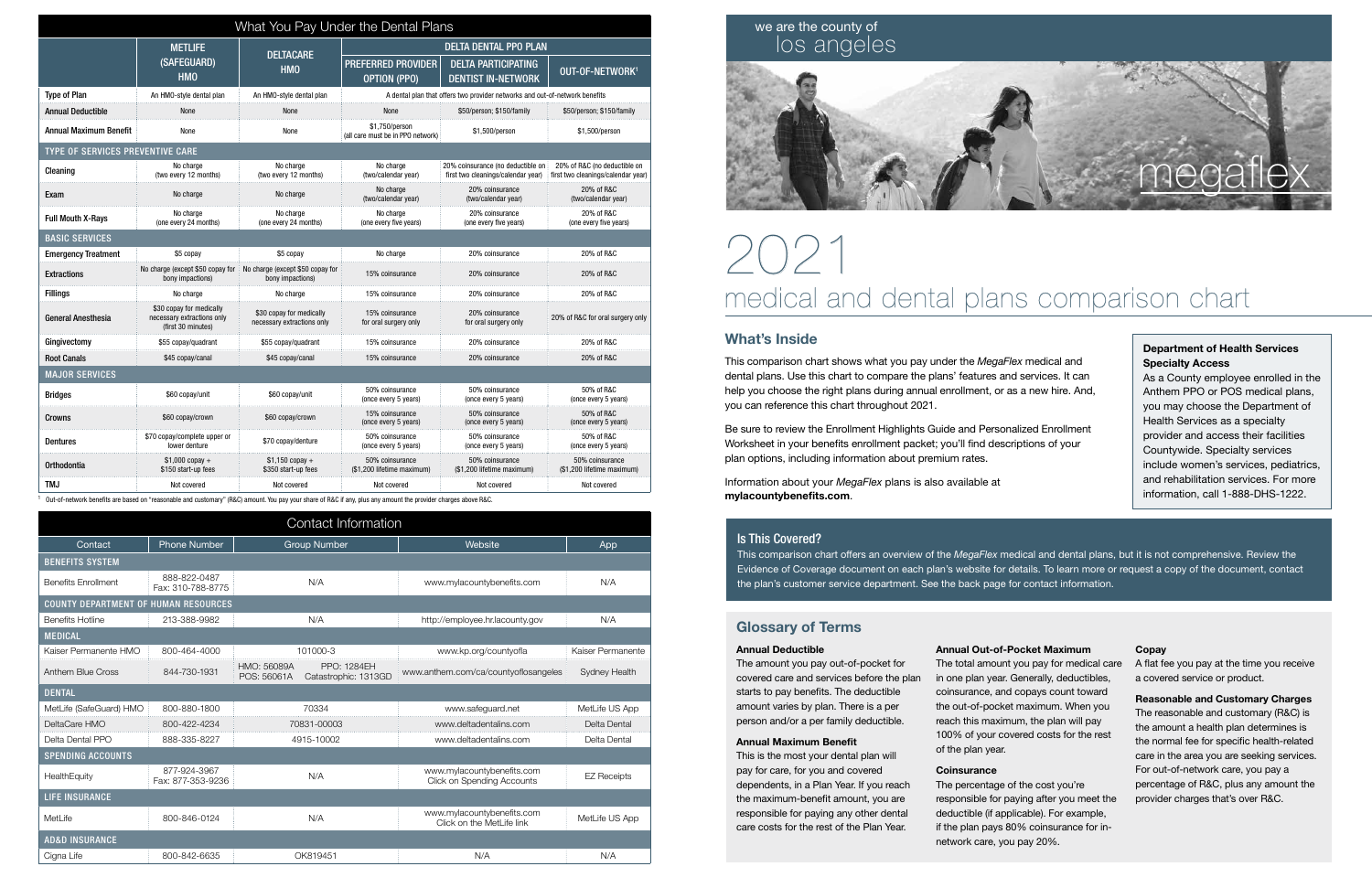# What You Pay Under the Dental Plans

| | METLIFE (SAFEGUARD) HMO | DELTACARE HMO | DELTA DENTAL PPO PLAN | | |
|---|---|---|---|---|---|
| | | | PREFERRED PROVIDER OPTION (PPO) | DELTA PARTICIPATING DENTIST IN-NETWORK | OUT-OF-NETWORK[1] |
| Type of Plan | An HMO-style dental plan | An HMO-style dental plan | A dental plan that offers two provider networks and out-of-network benefits | | |
| Annual Deductible | None | None | None | $50/person; $150/family | $50/person; $150/family |
| Annual Maximum Benefit | None | None | $1,750/person (all care must be in PPO network) | $1,500/person | $1,500/person |
| **TYPE OF SERVICES PREVENTIVE CARE** | | | | | |
| Cleaning | No charge (two every 12 months) | No charge (two every 12 months) | No charge (two/calendar year) | 20% coinsurance (no deductible on first two cleanings/calendar year) | 20% of R&C (no deductible on first two cleanings/calendar year) |
| Exam | No charge | No charge | No charge (two/calendar year) | 20% coinsurance (two/calendar year) | 20% of R&C (two/calendar year) |
| Full Mouth X-Rays | No charge (one every 24 months) | No charge (one every 24 months) | No charge (one every five years) | 20% coinsurance (one every five years) | 20% of R&C (one every five years) |
| **BASIC SERVICES** | | | | | |
| Emergency Treatment | $5 copay | $5 copay | No charge | 20% coinsurance | 20% of R&C |
| Extractions | No charge (except $50 copay for bony impactions) | No charge (except $50 copay for bony impactions) | 15% coinsurance | 20% coinsurance | 20% of R&C |
| Fillings | No charge | No charge | 15% coinsurance | 20% coinsurance | 20% of R&C |
| General Anesthesia | $30 copay for medically necessary extractions only (first 30 minutes) | $30 copay for medically necessary extractions only | 15% coinsurance for oral surgery only | 20% coinsurance for oral surgery only | 20% of R&C for oral surgery only |
| Gingivectomy | $55 copay/quadrant | $55 copay/quadrant | 15% coinsurance | 20% coinsurance | 20% of R&C |
| Root Canals | $45 copay/canal | $45 copay/canal | 15% coinsurance | 20% coinsurance | 20% of R&C |
| **MAJOR SERVICES** | | | | | |
| Bridges | $60 copay/unit | $60 copay/unit | 50% coinsurance (once every 5 years) | 50% coinsurance (once every 5 years) | 50% of R&C (once every 5 years) |
| Crowns | $60 copay/crown | $60 copay/crown | 15% coinsurance (once every 5 years) | 50% coinsurance (once every 5 years) | 50% of R&C (once every 5 years) |
| Dentures | $70 copay/complete upper or lower denture | $70 copay/denture | 50% coinsurance (once every 5 years) | 50% coinsurance (once every 5 years) | 50% of R&C (once every 5 years) |
| Orthodontia | $1,000 copay + $150 start-up fees | $1,150 copay + $350 start-up fees | 50% coinsurance ($1,200 lifetime maximum) | 50% coinsurance ($1,200 lifetime maximum) | 50% coinsurance ($1,200 lifetime maximum) |
| TMJ | Not covered | Not covered | Not covered | Not covered | Not covered |

[1] Out-of-network benefits are based on "reasonable and customary" (R&C) amount. You pay your share of R&C if any, plus any amount the provider charges above R&C.

# Contact Information

| Contact | Phone Number | Group Number | Website | App |
|---|---|---|---|---|
| **BENEFITS SYSTEM** | | | | |
| Benefits Enrollment | 888-822-0487 Fax: 310-788-8775 | N/A | www.mylacountybenefits.com | N/A |
| **COUNTY DEPARTMENT OF HUMAN RESOURCES** | | | | |
| Benefits Hotline | 213-388-9982 | N/A | http://employee.hr.lacounty.gov | N/A |
| **MEDICAL** | | | | |
| Kaiser Permanente HMO | 800-464-4000 | 101000-3 | www.kp.org/countyofla | Kaiser Permanente |
| Anthem Blue Cross | 844-730-1931 | HMO: 56089A PPO: 1284EH POS: 56061A Catastrophic: 1313GD | www.anthem.com/ca/countyoflosangeles | Sydney Health |
| **DENTAL** | | | | |
| MetLife (SafeGuard) HMO | 800-880-1800 | 70334 | www.safeguard.net | MetLife US App |
| DeltaCare HMO | 800-422-4234 | 70831-00003 | www.deltadentalins.com | Delta Dental |
| Delta Dental PPO | 888-335-8227 | 4915-10002 | www.deltadentalins.com | Delta Dental |
| **SPENDING ACCOUNTS** | | | | |
| HealthEquity | 877-924-3967 Fax: 877-353-9236 | N/A | www.mylacountybenefits.com Click on Spending Accounts | EZ Receipts |
| **LIFE INSURANCE** | | | | |
| MetLife | 800-846-0124 | N/A | www.mylacountybenefits.com Click on the MetLife link | MetLife US App |
| **AD&D INSURANCE** | | | | |
| Cigna Life | 800-842-6635 | OK819451 | N/A | N/A |

we are the county of los angeles

megaflex

# 2021 medical and dental plans comparison chart

## What's Inside

This comparison chart shows what you pay under the *MegaFlex* medical and dental plans. Use this chart to compare the plans' features and services. It can help you choose the right plans during annual enrollment, or as a new hire. And, you can reference this chart throughout 2021.

Be sure to review the Enrollment Highlights Guide and Personalized Enrollment Worksheet in your benefits enrollment packet; you'll find descriptions of your plan options, including information about premium rates.

Information about your *MegaFlex* plans is also available at **mylacountybenefits.com**.

**Department of Health Services Specialty Access**

As a County employee enrolled in the Anthem PPO or POS medical plans, you may choose the Department of Health Services as a specialty provider and access their facilities Countywide. Specialty services include women's services, pediatrics, and rehabilitation services. For more information, call 1-888-DHS-1222.

## Is This Covered?

This comparison chart offers an overview of the *MegaFlex* medical and dental plans, but it is not comprehensive. Review the Evidence of Coverage document on each plan's website for details. To learn more or request a copy of the document, contact the plan's customer service department. See the back page for contact information.

## Glossary of Terms

**Annual Deductible**

The amount you pay out-of-pocket for covered care and services before the plan starts to pay benefits. The deductible amount varies by plan. There is a per person and/or a per family deductible.

**Annual Maximum Benefit**

This is the most your dental plan will pay for care, for you and covered dependents, in a Plan Year. If you reach the maximum-benefit amount, you are responsible for paying any other dental care costs for the rest of the Plan Year.

**Annual Out-of-Pocket Maximum**

The total amount you pay for medical care in one plan year. Generally, deductibles, coinsurance, and copays count toward the out-of-pocket maximum. When you reach this maximum, the plan will pay 100% of your covered costs for the rest of the plan year.

**Coinsurance**

The percentage of the cost you're responsible for paying after you meet the deductible (if applicable). For example, if the plan pays 80% coinsurance for in-network care, you pay 20%.

**Copay**

A flat fee you pay at the time you receive a covered service or product.

**Reasonable and Customary Charges**

The reasonable and customary (R&C) is the amount a health plan determines is the normal fee for specific health-related care in the area you are seeking services. For out-of-network care, you pay a percentage of R&C, plus any amount the provider charges that's over R&C.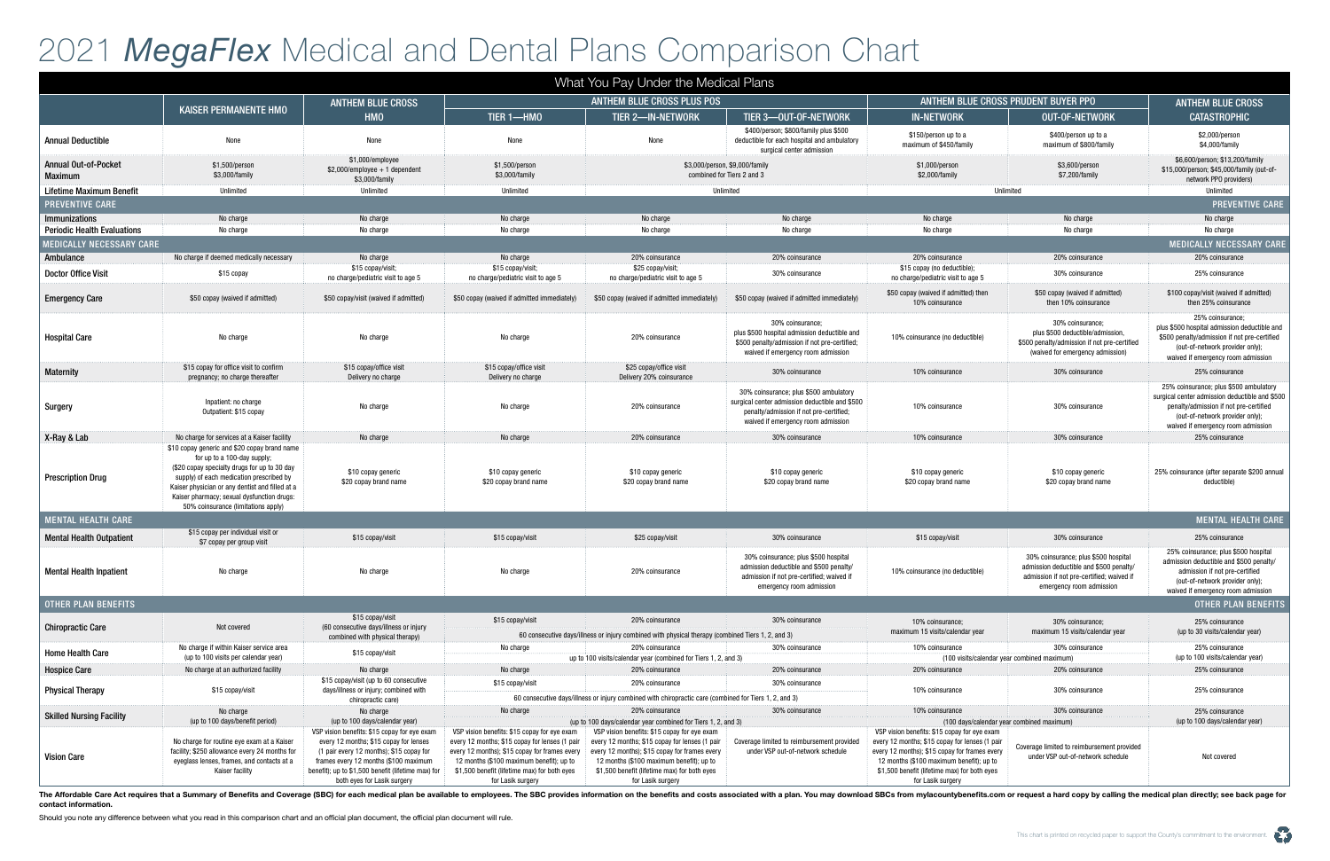# 2021 *MegaFlex* Medical and Dental Plans Comparison Chart

## What You Pay Under the Medical Plans

| | KAISER PERMANENTE HMO | ANTHEM BLUE CROSS HMO | ANTHEM BLUE CROSS PLUS POS | | | ANTHEM BLUE CROSS PRUDENT BUYER PPO | | ANTHEM BLUE CROSS CATASTROPHIC |
|---|---|---|---|---|---|---|---|---|
| | | | TIER 1—HMO | TIER 2—IN-NETWORK | TIER 3—OUT-OF-NETWORK | IN-NETWORK | OUT-OF-NETWORK | |
| **Annual Deductible** | None | None | None | None | $400/person; $800/family plus $500 deductible for each hospital and ambulatory surgical center admission | $150/person up to a maximum of $450/family | $400/person up to a maximum of $800/family | $2,000/person $4,000/family |
| **Annual Out-of-Pocket Maximum** | $1,500/person $3,000/family | $1,000/employee $2,000/employee + 1 dependent $3,000/family | $1,500/person $3,000/family | $3,000/person, $9,000/family combined for Tiers 2 and 3 | | $1,000/person $2,000/family | $3,600/person $7,200/family | $6,600/person; $13,200/family $15,000/person; $45,000/family (out-of-network PPO providers) |
| **Lifetime Maximum Benefit** | Unlimited | Unlimited | Unlimited | Unlimited | | Unlimited | | Unlimited |
| **PREVENTIVE CARE** | | | | | | | | |
| **Immunizations** | No charge | No charge | No charge | No charge | No charge | No charge | No charge | No charge |
| **Periodic Health Evaluations** | No charge | No charge | No charge | No charge | No charge | No charge | No charge | No charge |
| **MEDICALLY NECESSARY CARE** | | | | | | | | |
| **Ambulance** | No charge if deemed medically necessary | No charge | No charge | 20% coinsurance | 20% coinsurance | 20% coinsurance | 20% coinsurance | 20% coinsurance |
| **Doctor Office Visit** | $15 copay | $15 copay/visit; no charge/pediatric visit to age 5 | $15 copay/visit; no charge/pediatric visit to age 5 | $25 copay/visit; no charge/pediatric visit to age 5 | 30% coinsurance | $15 copay (no deductible); no charge/pediatric visit to age 5 | 30% coinsurance | 25% coinsurance |
| **Emergency Care** | $50 copay (waived if admitted) | $50 copay/visit (waived if admitted) | $50 copay (waived if admitted immediately) | $50 copay (waived if admitted immediately) | $50 copay (waived if admitted immediately) | $50 copay (waived if admitted) then 10% coinsurance | $50 copay (waived if admitted) then 10% coinsurance | $100 copay/visit (waived if admitted) then 25% coinsurance |
| **Hospital Care** | No charge | No charge | No charge | 20% coinsurance | 30% coinsurance; plus $500 hospital admission deductible and $500 penalty/admission if not pre-certified; waived if emergency room admission | 10% coinsurance (no deductible) | 30% coinsurance; plus $500 deductible/admission, $500 penalty/admission if not pre-certified (waived for emergency admission) | 25% coinsurance; plus $500 hospital admission deductible and $500 penalty/admission if not pre-certified (out-of-network provider only); waived if emergency room admission |
| **Maternity** | $15 copay for office visit to confirm pregnancy; no charge thereafter | $15 copay/office visit Delivery no charge | $15 copay/office visit Delivery no charge | $25 copay/office visit Delivery 20% coinsurance | 30% coinsurance | 10% coinsurance | 30% coinsurance | 25% coinsurance |
| **Surgery** | Inpatient: no charge Outpatient: $15 copay | No charge | No charge | 20% coinsurance | 30% coinsurance; plus $500 ambulatory surgical center admission deductible and $500 penalty/admission if not pre-certified; waived if emergency room admission | 10% coinsurance | 30% coinsurance | 25% coinsurance; plus $500 ambulatory surgical center admission deductible and $500 penalty/admission if not pre-certified (out-of-network provider only); waived if emergency room admission |
| **X-Ray & Lab** | No charge for services at a Kaiser facility | No charge | No charge | 20% coinsurance | 30% coinsurance | 10% coinsurance | 30% coinsurance | 25% coinsurance |
| **Prescription Drug** | $10 copay generic and $20 copay brand name for up to a 100-day supply; ($20 copay specialty drugs for up to 30 day supply) of each medication prescribed by Kaiser physician or any dentist and filled at a Kaiser pharmacy; sexual dysfunction drugs: 50% coinsurance (limitations apply) | $10 copay generic $20 copay brand name | $10 copay generic $20 copay brand name | $10 copay generic $20 copay brand name | $10 copay generic $20 copay brand name | $10 copay generic $20 copay brand name | $10 copay generic $20 copay brand name | 25% coinsurance (after separate $200 annual deductible) |
| **MENTAL HEALTH CARE** | | | | | | | | |
| **Mental Health Outpatient** | $15 copay per individual visit or $7 copay per group visit | $15 copay/visit | $15 copay/visit | $25 copay/visit | 30% coinsurance | $15 copay/visit | 30% coinsurance | 25% coinsurance |
| **Mental Health Inpatient** | No charge | No charge | No charge | 20% coinsurance | 30% coinsurance; plus $500 hospital admission deductible and $500 penalty/admission if not pre-certified; waived if emergency room admission | 10% coinsurance (no deductible) | 30% coinsurance; plus $500 hospital admission deductible and $500 penalty/admission if not pre-certified; waived if emergency room admission | 25% coinsurance; plus $500 hospital admission deductible and $500 penalty/admission if not pre-certified (out-of-network provider only); waived if emergency room admission |
| **OTHER PLAN BENEFITS** | | | | | | | | |
| **Chiropractic Care** | Not covered | $15 copay/visit (60 consecutive days/illness or injury combined with physical therapy) | $15 copay/visit; 60 consecutive days/illness or injury combined with physical therapy (combined Tiers 1, 2, and 3) | 20% coinsurance | 30% coinsurance | 10% coinsurance; maximum 15 visits/calendar year | 30% coinsurance; maximum 15 visits/calendar year | 25% coinsurance (up to 30 visits/calendar year) |
| **Home Health Care** | No charge if within Kaiser service area (up to 100 visits per calendar year) | $15 copay/visit | No charge; up to 100 visits/calendar year (combined for Tiers 1, 2, and 3) | 20% coinsurance | 30% coinsurance | 10% coinsurance (100 visits/calendar year combined maximum) | 30% coinsurance | 25% coinsurance (up to 100 visits/calendar year) |
| **Hospice Care** | No charge at an authorized facility | No charge | No charge | 20% coinsurance | 20% coinsurance | 20% coinsurance | 20% coinsurance | 25% coinsurance |
| **Physical Therapy** | $15 copay/visit | $15 copay/visit (up to 60 consecutive days/illness or injury; combined with chiropractic care) | $15 copay/visit; 60 consecutive days/illness or injury combined with chiropractic care (combined for Tiers 1, 2, and 3) | 20% coinsurance | 30% coinsurance | 10% coinsurance | 30% coinsurance | 25% coinsurance |
| **Skilled Nursing Facility** | No charge (up to 100 days/benefit period) | No charge (up to 100 days/calendar year) | No charge; up to 100 days/calendar year combined for Tiers 1, 2, and 3 | 20% coinsurance | 30% coinsurance | 10% coinsurance (100 days/calendar year combined maximum) | 30% coinsurance | 25% coinsurance (up to 100 days/calendar year) |
| **Vision Care** | No charge for routine eye exam at a Kaiser facility; $250 allowance every 24 months for eyeglass lenses, frames, and contacts at a Kaiser facility | VSP vision benefits: $15 copay for eye exam every 12 months; $15 copay for lenses (1 pair every 12 months); $15 copay for frames every 12 months ($100 maximum benefit); up to $1,500 benefit (lifetime max) for both eyes for Lasik surgery | VSP vision benefits: $15 copay for eye exam every 12 months; $15 copay for lenses (1 pair every 12 months); $15 copay for frames every 12 months ($100 maximum benefit); up to $1,500 benefit (lifetime max) for both eyes for Lasik surgery | VSP vision benefits: $15 copay for eye exam every 12 months; $15 copay for lenses (1 pair every 12 months); $15 copay for frames every 12 months ($100 maximum benefit); up to $1,500 benefit (lifetime max) for both eyes for Lasik surgery | Coverage limited to reimbursement provided under VSP out-of-network schedule | VSP vision benefits: $15 copay for eye exam every 12 months; $15 copay for lenses (1 pair every 12 months); $15 copay for frames every 12 months ($100 maximum benefit); up to $1,500 benefit (lifetime max) for both eyes for Lasik surgery | Coverage limited to reimbursement provided under VSP out-of-network schedule | Not covered |

**The Affordable Care Act requires that a Summary of Benefits and Coverage (SBC) for each medical plan be available to employees. The SBC provides information on the benefits and costs associated with a plan. You may download SBCs from mylacountybenefits.com or request a hard copy by calling the medical plan directly; see back page for contact information.**

Should you note any difference between what you read in this comparison chart and an official plan document, the official plan document will rule.

This chart is printed on recycled paper to support the County's commitment to the environment.